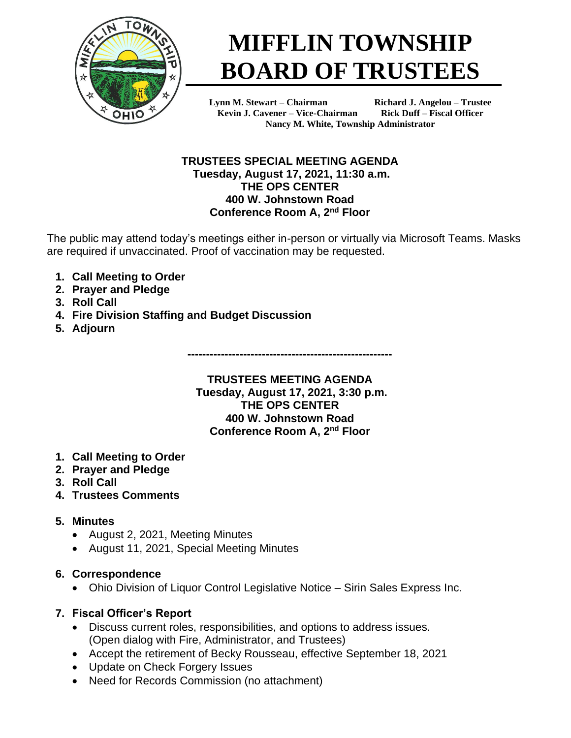# MIFFLIN TOWNSHIP BOARD OF TRUSTEES

**Lynn M. Stewart – Chairman** | **Richard J. Angelou – Trustee**
**Kevin J. Cavener – Vice-Chairman** | **Rick Duff – Fiscal Officer**
**Nancy M. White, Township Administrator**

## TRUSTEES SPECIAL MEETING AGENDA
**Tuesday, August 17, 2021, 11:30 a.m.**
**THE OPS CENTER**
**400 W. Johnstown Road**
**Conference Room A, 2nd Floor**

The public may attend today's meetings either in-person or virtually via Microsoft Teams. Masks are required if unvaccinated. Proof of vaccination may be requested.

1. **Call Meeting to Order**
2. **Prayer and Pledge**
3. **Roll Call**
4. **Fire Division Staffing and Budget Discussion**
5. **Adjourn**

-------------------------------------------------------

## TRUSTEES MEETING AGENDA
**Tuesday, August 17, 2021, 3:30 p.m.**
**THE OPS CENTER**
**400 W. Johnstown Road**
**Conference Room A, 2nd Floor**

1. **Call Meeting to Order**
2. **Prayer and Pledge**
3. **Roll Call**
4. **Trustees Comments**
5. **Minutes**
   - August 2, 2021, Meeting Minutes
   - August 11, 2021, Special Meeting Minutes
6. **Correspondence**
   - Ohio Division of Liquor Control Legislative Notice – Sirin Sales Express Inc.
7. **Fiscal Officer's Report**
   - Discuss current roles, responsibilities, and options to address issues. (Open dialog with Fire, Administrator, and Trustees)
   - Accept the retirement of Becky Rousseau, effective September 18, 2021
   - Update on Check Forgery Issues
   - Need for Records Commission (no attachment)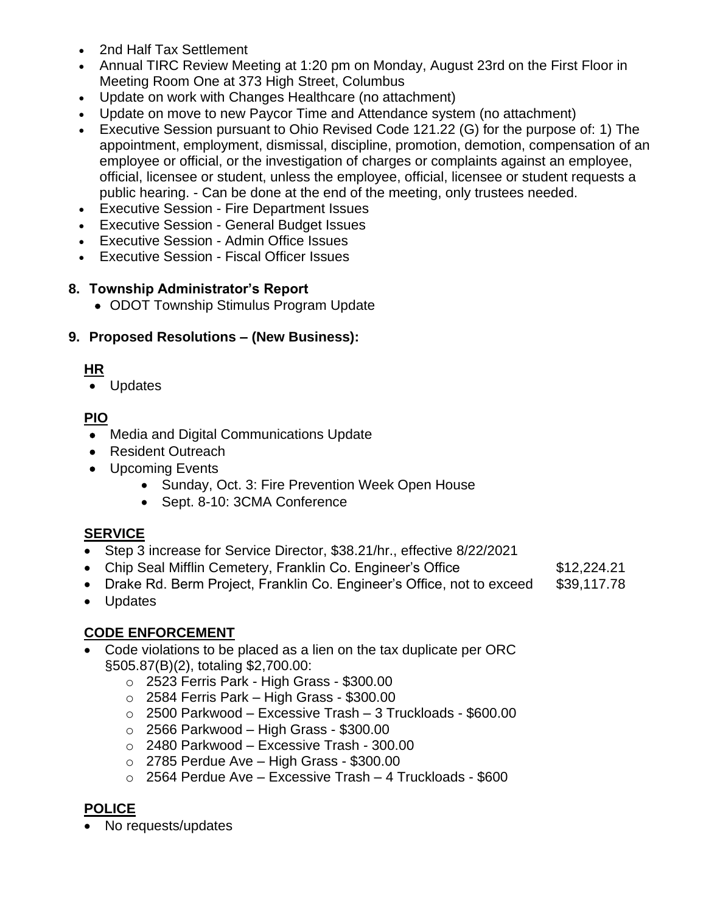- 2nd Half Tax Settlement
- Annual TIRC Review Meeting at 1:20 pm on Monday, August 23rd on the First Floor in Meeting Room One at 373 High Street, Columbus
- Update on work with Changes Healthcare (no attachment)
- Update on move to new Paycor Time and Attendance system (no attachment)
- Executive Session pursuant to Ohio Revised Code 121.22 (G) for the purpose of: 1) The appointment, employment, dismissal, discipline, promotion, demotion, compensation of an employee or official, or the investigation of charges or complaints against an employee, official, licensee or student, unless the employee, official, licensee or student requests a public hearing. - Can be done at the end of the meeting, only trustees needed.
- Executive Session - Fire Department Issues
- Executive Session - General Budget Issues
- Executive Session - Admin Office Issues
- Executive Session - Fiscal Officer Issues

**8. Township Administrator's Report**

- ODOT Township Stimulus Program Update

**9. Proposed Resolutions – (New Business):**

**HR**

- Updates

**PIO**

- Media and Digital Communications Update
- Resident Outreach
- Upcoming Events
  - Sunday, Oct. 3: Fire Prevention Week Open House
  - Sept. 8-10: 3CMA Conference

**SERVICE**

- Step 3 increase for Service Director, $38.21/hr., effective 8/22/2021
- Chip Seal Mifflin Cemetery, Franklin Co. Engineer's Office $12,224.21
- Drake Rd. Berm Project, Franklin Co. Engineer's Office, not to exceed $39,117.78
- Updates

**CODE ENFORCEMENT**

- Code violations to be placed as a lien on the tax duplicate per ORC §505.87(B)(2), totaling $2,700.00:
  - 2523 Ferris Park - High Grass - $300.00
  - 2584 Ferris Park – High Grass - $300.00
  - 2500 Parkwood – Excessive Trash – 3 Truckloads - $600.00
  - 2566 Parkwood – High Grass - $300.00
  - 2480 Parkwood – Excessive Trash - 300.00
  - 2785 Perdue Ave – High Grass - $300.00
  - 2564 Perdue Ave – Excessive Trash – 4 Truckloads - $600

**POLICE**

- No requests/updates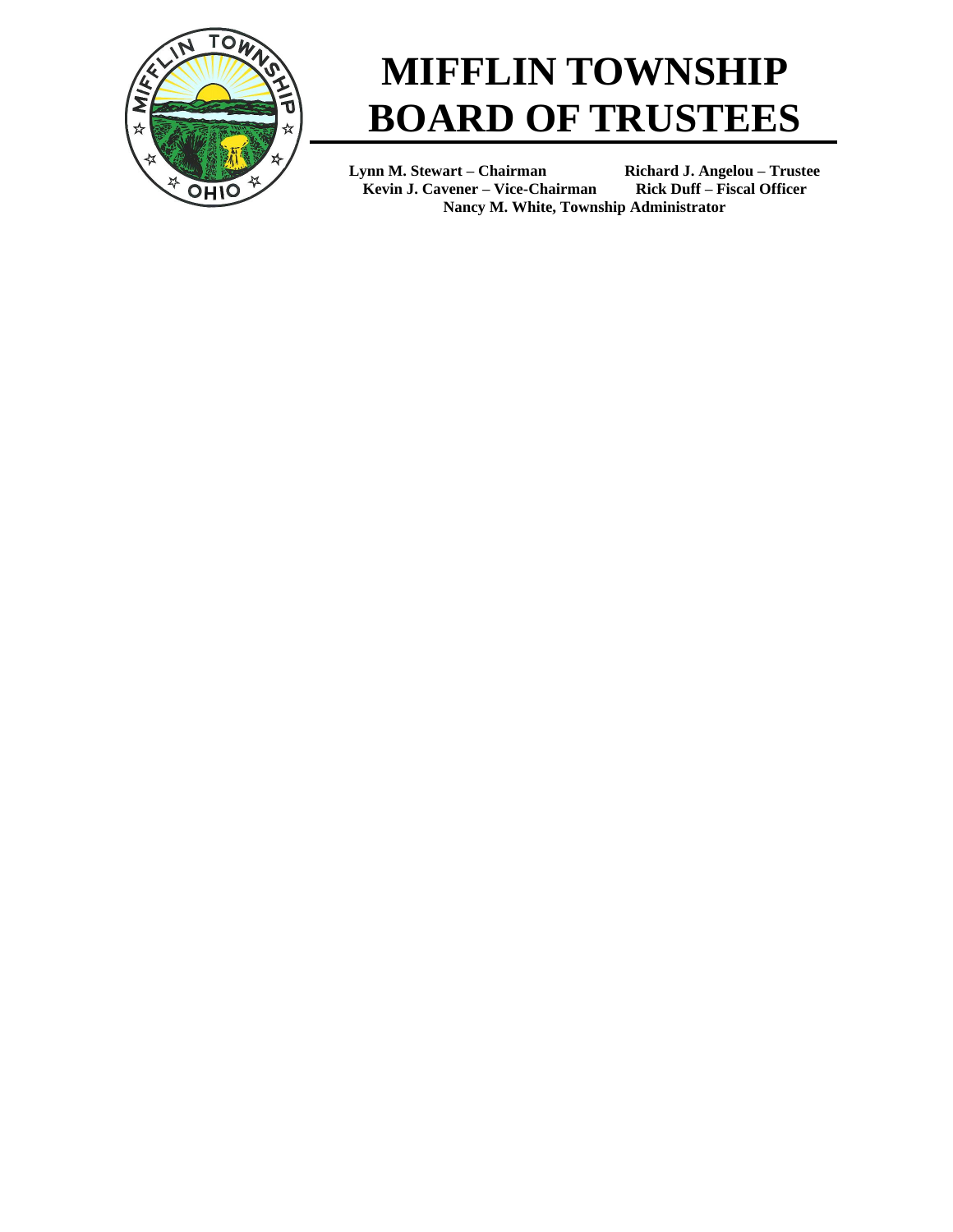# MIFFLIN TOWNSHIP BOARD OF TRUSTEES

**Lynn M. Stewart – Chairman** **Richard J. Angelou – Trustee**
**Kevin J. Cavener – Vice-Chairman** **Rick Duff – Fiscal Officer**
**Nancy M. White, Township Administrator**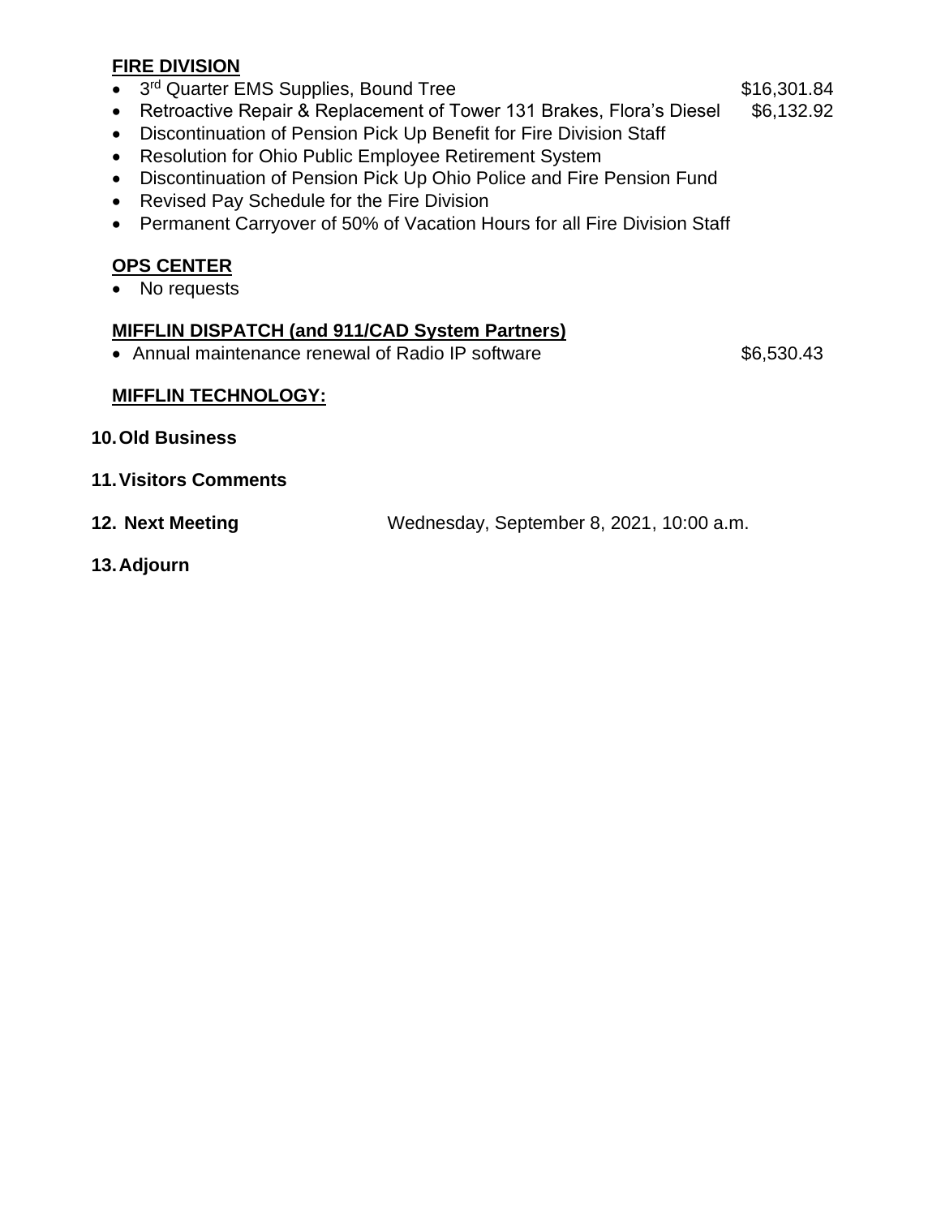**FIRE DIVISION**

- 3rd Quarter EMS Supplies, Bound Tree $16,301.84
- Retroactive Repair & Replacement of Tower 131 Brakes, Flora's Diesel $6,132.92
- Discontinuation of Pension Pick Up Benefit for Fire Division Staff
- Resolution for Ohio Public Employee Retirement System
- Discontinuation of Pension Pick Up Ohio Police and Fire Pension Fund
- Revised Pay Schedule for the Fire Division
- Permanent Carryover of 50% of Vacation Hours for all Fire Division Staff

**OPS CENTER**

- No requests

**MIFFLIN DISPATCH (and 911/CAD System Partners)**

- Annual maintenance renewal of Radio IP software $6,530.43

**MIFFLIN TECHNOLOGY:**

**10. Old Business**

**11. Visitors Comments**

**12. Next Meeting** Wednesday, September 8, 2021, 10:00 a.m.

**13. Adjourn**